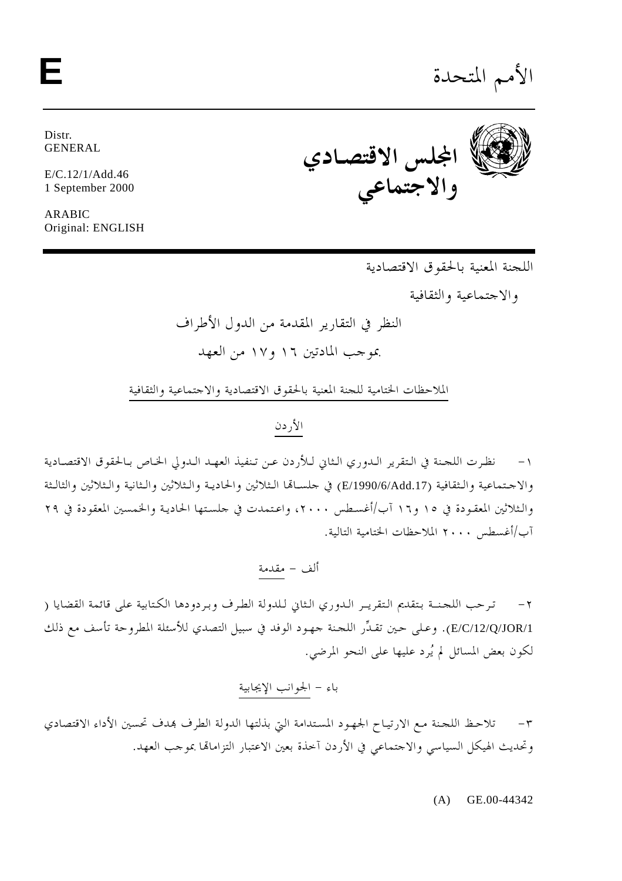الأمم المتحدة

**E**

Distr.
GENERAL

E/C.12/1/Add.46
1 September 2000

ARABIC
Original: ENGLISH

**المجلس الاقتصادي والاجتماعي**

اللجنة المعنية بالحقوق الاقتصادية والاجتماعية والثقافية

النظر في التقارير المقدمة من الدول الأطراف بموجب المادتين ١٦ و١٧ من العهد

الملاحظات الختامية للجنة المعنية بالحقوق الاقتصادية والاجتماعية والثقافية

الأردن

١- نظرت اللجنة في التقرير الدوري الثاني للأردن عن تنفيذ العهد الدولي الخاص بالحقوق الاقتصادية والاجتماعية والثقافية (E/1990/6/Add.17) في جلساتها الثلاثين والحادية والثلاثين والثانية والثلاثين والثالثة والثلاثين المعقودة في ١٥ و١٦ آب/أغسطس ٢٠٠٠، واعتمدت في جلستها الحادية والخمسين المعقودة في ٢٩ آب/أغسطس ٢٠٠٠ الملاحظات الختامية التالية.

ألف - مقدمة

٢- ترحب اللجنة بتقديم التقرير الدوري الثاني للدولة الطرف وبردودها الكتابية على قائمة القضايا (E/C/12/Q/JOR/1). وعلى حين تقدِّر اللجنة جهود الوفد في سبيل التصدي للأسئلة المطروحة تأسف مع ذلك لكون بعض المسائل لم يُرد عليها على النحو المرضي.

باء - الجوانب الإيجابية

٣- تلاحظ اللجنة مع الارتياح الجهود المستدامة التي بذلتها الدولة الطرف بهدف تحسين الأداء الاقتصادي وتحديث الهيكل السياسي والاجتماعي في الأردن آخذة بعين الاعتبار التزاماتها بموجب العهد.

(A) GE.00-44342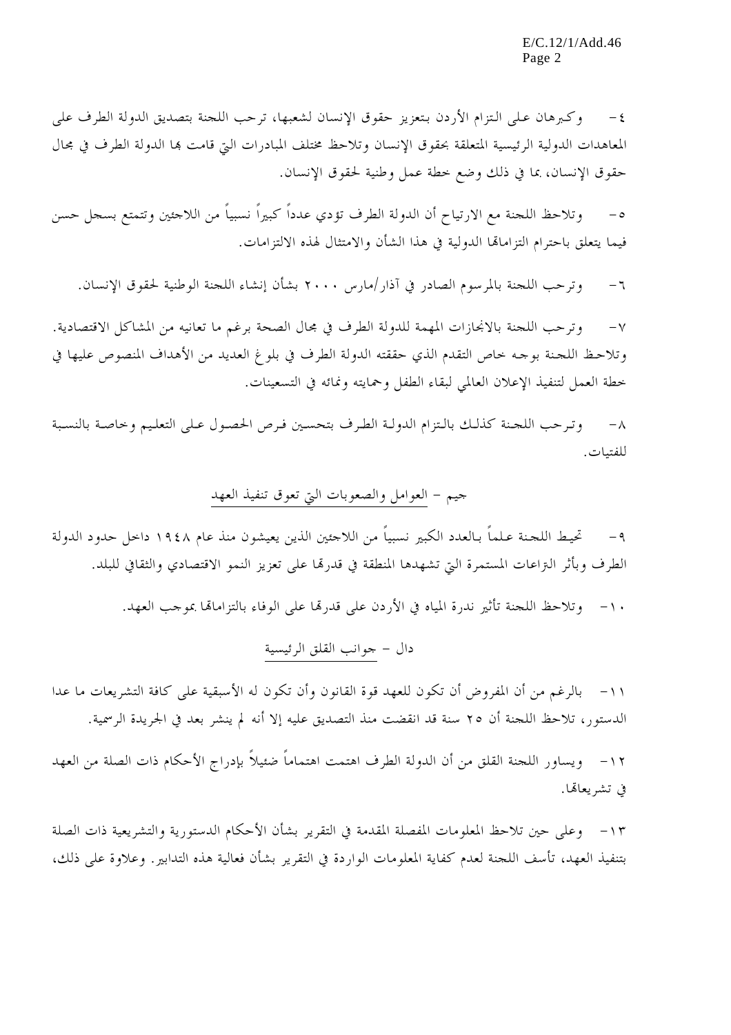٤- وكبرهان على التزام الأردن بتعزيز حقوق الإنسان لشعبها، ترحب اللجنة بتصديق الدولة الطرف على المعاهدات الدولية الرئيسية المتعلقة بحقوق الإنسان وتلاحظ مختلف المبادرات التي قامت بها الدولة الطرف في مجال حقوق الإنسان، بما في ذلك وضع خطة عمل وطنية لحقوق الإنسان.

٥- وتلاحظ اللجنة مع الارتياح أن الدولة الطرف تؤدي عدداً كبيراً نسبياً من اللاجئين وتتمتع بسجل حسن فيما يتعلق باحترام التزاماتها الدولية في هذا الشأن والامتثال لهذه الالتزامات.

٦- وترحب اللجنة بالمرسوم الصادر في آذار/مارس ٢٠٠٠ بشأن إنشاء اللجنة الوطنية لحقوق الإنسان.

٧- وترحب اللجنة بالانجازات المهمة للدولة الطرف في مجال الصحة برغم ما تعانيه من المشاكل الاقتصادية. وتلاحظ اللجنة بوجه خاص التقدم الذي حققته الدولة الطرف في بلوغ العديد من الأهداف المنصوص عليها في خطة العمل لتنفيذ الإعلان العالمي لبقاء الطفل وحمايته ونمائه في التسعينات.

٨- وترحب اللجنة كذلك بالتزام الدولة الطرف بتحسين فرص الحصول على التعليم وخاصة بالنسبة للفتيات.

## جيم - العوامل والصعوبات التي تعوق تنفيذ العهد

٩- تحيط اللجنة علماً بالعدد الكبير نسبياً من اللاجئين الذين يعيشون منذ عام ١٩٤٨ داخل حدود الدولة الطرف وبأثر النزاعات المستمرة التي تشهدها المنطقة في قدرتها على تعزيز النمو الاقتصادي والثقافي للبلد.

١٠- وتلاحظ اللجنة تأثير ندرة المياه في الأردن على قدرتها على الوفاء بالتزاماتها بموجب العهد.

## دال - جوانب القلق الرئيسية

١١- بالرغم من أن المفروض أن تكون للعهد قوة القانون وأن تكون له الأسبقية على كافة التشريعات ما عدا الدستور، تلاحظ اللجنة أن ٢٥ سنة قد انقضت منذ التصديق عليه إلا أنه لم ينشر بعد في الجريدة الرسمية.

١٢- ويساور اللجنة القلق من أن الدولة الطرف اهتمت اهتماماً ضئيلاً بإدراج الأحكام ذات الصلة من العهد في تشريعاتها.

١٣- وعلى حين تلاحظ المعلومات المفصلة المقدمة في التقرير بشأن الأحكام الدستورية والتشريعية ذات الصلة بتنفيذ العهد، تأسف اللجنة لعدم كفاية المعلومات الواردة في التقرير بشأن فعالية هذه التدابير. وعلاوة على ذلك،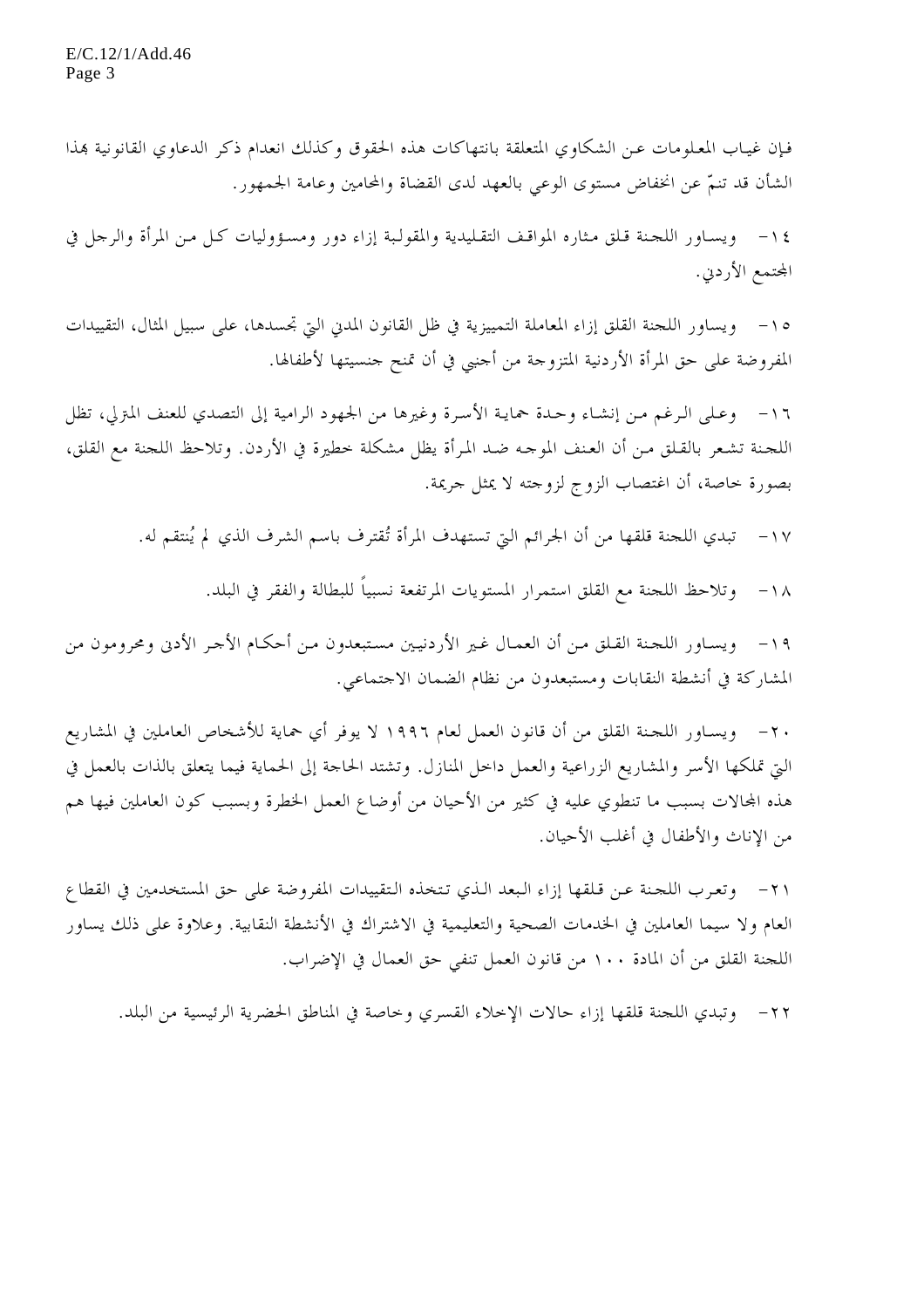فإن غياب المعلومات عن الشكاوي المتعلقة بانتهاكات هذه الحقوق وكذلك انعدام ذكر الدعاوي القانونية بهذا الشأن قد تنمّ عن انخفاض مستوى الوعي بالعهد لدى القضاة والمحامين وعامة الجمهور.

١٤- ويساور اللجنة قلق مثاره المواقف التقليدية والمقولبة إزاء دور ومسؤوليات كل من المرأة والرجل في المجتمع الأردني.

١٥- ويساور اللجنة القلق إزاء المعاملة التمييزية في ظل القانون المدني التي تجسدها، على سبيل المثال، التقييدات المفروضة على حق المرأة الأردنية المتزوجة من أجنبي في أن تمنح جنسيتها لأطفالها.

١٦- وعلى الرغم من إنشاء وحدة حماية الأسرة وغيرها من الجهود الرامية إلى التصدي للعنف المترلي، تظل اللجنة تشعر بالقلق من أن العنف الموجه ضد المرأة يظل مشكلة خطيرة في الأردن. وتلاحظ اللجنة مع القلق، بصورة خاصة، أن اغتصاب الزوج لزوجته لا يمثل جريمة.

١٧- تبدي اللجنة قلقها من أن الجرائم التي تستهدف المرأة تُقترف باسم الشرف الذي لم يُنتقم له.

١٨- وتلاحظ اللجنة مع القلق استمرار المستويات المرتفعة نسبياً للبطالة والفقر في البلد.

١٩- ويساور اللجنة القلق من أن العمال غير الأردنيين مستبعدون من أحكام الأجر الأدنى ومحرومون من المشاركة في أنشطة النقابات ومستبعدون من نظام الضمان الاجتماعي.

٢٠- ويساور اللجنة القلق من أن قانون العمل لعام ١٩٩٦ لا يوفر أي حماية للأشخاص العاملين في المشاريع التي تملكها الأسر والمشاريع الزراعية والعمل داخل المنازل. وتشتد الحاجة إلى الحماية فيما يتعلق بالذات بالعمل في هذه المجالات بسبب ما تنطوي عليه في كثير من الأحيان من أوضاع العمل الخطرة وبسبب كون العاملين فيها هم من الإناث والأطفال في أغلب الأحيان.

٢١- وتعرب اللجنة عن قلقها إزاء البعد الذي تتخذه التقييدات المفروضة على حق المستخدمين في القطاع العام ولا سيما العاملين في الخدمات الصحية والتعليمية في الاشتراك في الأنشطة النقابية. وعلاوة على ذلك يساور اللجنة القلق من أن المادة ١٠٠ من قانون العمل تنفي حق العمال في الإضراب.

٢٢- وتبدي اللجنة قلقها إزاء حالات الإخلاء القسري وخاصة في المناطق الحضرية الرئيسية من البلد.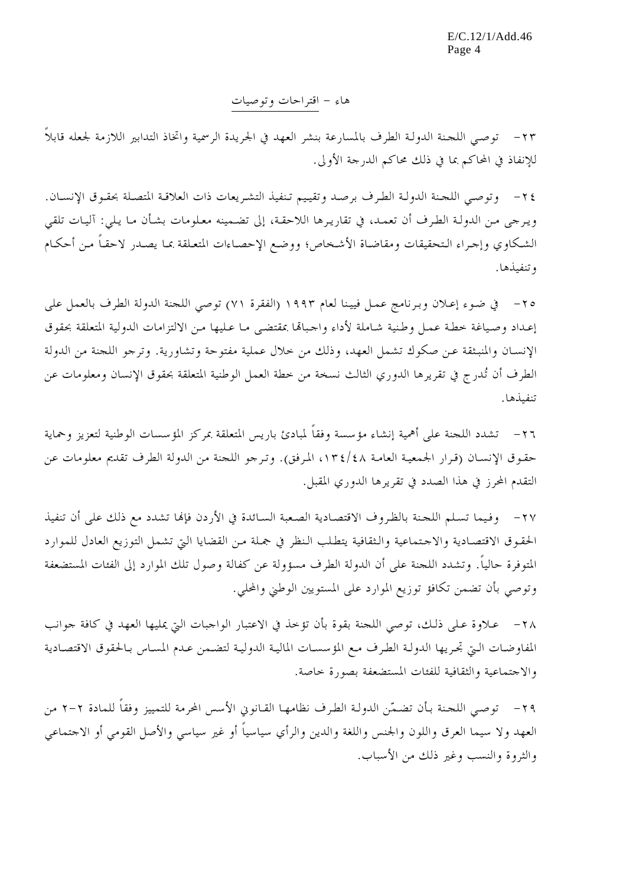## هاء - اقتراحات وتوصيات

٢٣- توصي اللجنة الدولة الطرف بالمسارعة بنشر العهد في الجريدة الرسمية واتخاذ التدابير اللازمة لجعله قابلاً للإنفاذ في المحاكم بما في ذلك محاكم الدرجة الأولى.

٢٤- وتوصي اللجنة الدولة الطرف برصد وتقييم تنفيذ التشريعات ذات العلاقة المتصلة بحقوق الإنسان. ويرجى من الدولة الطرف أن تعمد، في تقاريرها اللاحقة، إلى تضمينه معلومات بشأن ما يلي: آليات تلقي الشكاوي وإجراء التحقيقات ومقاضاة الأشخاص؛ ووضع الإحصاءات المتعلقة بما يصدر لاحقاً من أحكام وتنفيذها.

٢٥- في ضوء إعلان وبرنامج عمل فيينا لعام ١٩٩٣ (الفقرة ٧١) توصي اللجنة الدولة الطرف بالعمل على إعداد وصياغة خطة عمل وطنية شاملة لأداء واجباتها بمقتضى ما عليها من الالتزامات الدولية المتعلقة بحقوق الإنسان والمنبثقة عن صكوك تشمل العهد، وذلك من خلال عملية مفتوحة وتشاورية. وترجو اللجنة من الدولة الطرف أن تُدرج في تقريرها الدوري الثالث نسخة من خطة العمل الوطنية المتعلقة بحقوق الإنسان ومعلومات عن تنفيذها.

٢٦- تشدد اللجنة على أهمية إنشاء مؤسسة وفقاً لمبادئ باريس المتعلقة بمركز المؤسسات الوطنية لتعزيز وحماية حقوق الإنسان (قرار الجمعية العامة ٤٨/١٣٤، المرفق). وترجو اللجنة من الدولة الطرف تقديم معلومات عن التقدم المحرز في هذا الصدد في تقريرها الدوري المقبل.

٢٧- وفيما تسلم اللجنة بالظروف الاقتصادية الصعبة السائدة في الأردن فإنها تشدد مع ذلك على أن تنفيذ الحقوق الاقتصادية والاجتماعية والثقافية يتطلب النظر في جملة من القضايا التي تشمل التوزيع العادل للموارد المتوفرة حالياً. وتشدد اللجنة على أن الدولة الطرف مسؤولة عن كفالة وصول تلك الموارد إلى الفئات المستضعفة وتوصي بأن تضمن تكافؤ توزيع الموارد على المستويين الوطني والمحلي.

٢٨- علاوة على ذلك، توصي اللجنة بقوة بأن تؤخذ في الاعتبار الواجبات التي يمليها العهد في كافة جوانب المفاوضات التي تجريها الدولة الطرف مع المؤسسات المالية الدولية لتضمن عدم المساس بالحقوق الاقتصادية والاجتماعية والثقافية للفئات المستضعفة بصورة خاصة.

٢٩- توصي اللجنة بأن تضمّن الدولة الطرف نظامها القانوني الأسس المحرمة للتمييز وفقاً للمادة ٢-٢ من العهد ولا سيما العرق واللون والجنس واللغة والدين والرأي سياسياً أو غير سياسي والأصل القومي أو الاجتماعي والثروة والنسب وغير ذلك من الأسباب.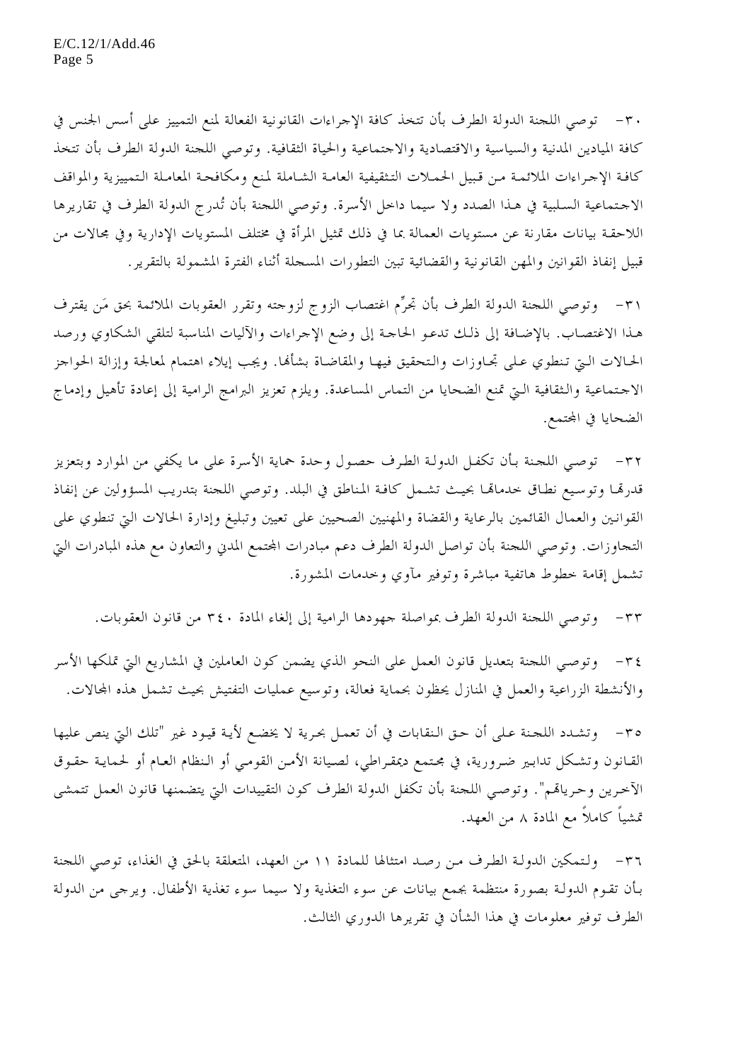٣٠- توصي اللجنة الدولة الطرف بأن تتخذ كافة الإجراءات القانونية الفعالة لمنع التمييز على أسس الجنس في كافة الميادين المدنية والسياسية والاقتصادية والاجتماعية والحياة الثقافية. وتوصي اللجنة الدولة الطرف بأن تتخذ كافة الإجراءات الملائمة من قبيل الحملات التثقيفية العامة الشاملة لمنع ومكافحة المعاملة التمييزية والمواقف الاجتماعية السلبية في هذا الصدد ولا سيما داخل الأسرة. وتوصي اللجنة بأن تُدرج الدولة الطرف في تقاريرها اللاحقة بيانات مقارنة عن مستويات العمالة بما في ذلك تمثيل المرأة في مختلف المستويات الإدارية وفي مجالات من قبيل إنفاذ القوانين والمهن القانونية والقضائية تبين التطورات المسجلة أثناء الفترة المشمولة بالتقرير.

٣١- وتوصي اللجنة الدولة الطرف بأن تجرِّم اغتصاب الزوج لزوجته وتقرر العقوبات الملائمة بحق مَن يقترف هذا الاغتصاب. بالإضافة إلى ذلك تدعو الحاجة إلى وضع الإجراءات والآليات المناسبة لتلقي الشكاوي ورصد الحالات التي تنطوي على تجاوزات والتحقيق فيها والمقاضاة بشأنها. ويجب إيلاء اهتمام لمعالجة وإزالة الحواجز الاجتماعية والثقافية التي تمنع الضحايا من التماس المساعدة. ويلزم تعزيز البرامج الرامية إلى إعادة تأهيل وإدماج الضحايا في المجتمع.

٣٢- توصي اللجنة بأن تكفل الدولة الطرف حصول وحدة حماية الأسرة على ما يكفي من الموارد وبتعزيز قدرتها وتوسيع نطاق خدماتها بحيث تشمل كافة المناطق في البلد. وتوصي اللجنة بتدريب المسؤولين عن إنفاذ القوانين والعمال القائمين بالرعاية والقضاة والمهنيين الصحيين على تعيين وتبليغ وإدارة الحالات التي تنطوي على التجاوزات. وتوصي اللجنة بأن تواصل الدولة الطرف دعم مبادرات المجتمع المدني والتعاون مع هذه المبادرات التي تشمل إقامة خطوط هاتفية مباشرة وتوفير مآوي وخدمات المشورة.

٣٣- وتوصي اللجنة الدولة الطرف بمواصلة جهودها الرامية إلى إلغاء المادة ٣٤٠ من قانون العقوبات.

٣٤- وتوصي اللجنة بتعديل قانون العمل على النحو الذي يضمن كون العاملين في المشاريع التي تملكها الأسر والأنشطة الزراعية والعمل في المنازل يحظون بحماية فعالة، وتوسيع عمليات التفتيش بحيث تشمل هذه المجالات.

٣٥- وتشدد اللجنة على أن حق النقابات في أن تعمل بحرية لا يخضع لأية قيود غير "تلك التي ينص عليها القانون وتشكل تدابير ضرورية، في مجتمع ديمقراطي، لصيانة الأمن القومي أو النظام العام أو لحماية حقوق الآخرين وحرياتهم". وتوصي اللجنة بأن تكفل الدولة الطرف كون التقييدات التي يتضمنها قانون العمل تتمشى تمشياً كاملاً مع المادة ٨ من العهد.

٣٦- ولتمكين الدولة الطرف من رصد امتثالها للمادة ١١ من العهد، المتعلقة بالحق في الغذاء، توصي اللجنة بأن تقوم الدولة بصورة منتظمة بجمع بيانات عن سوء التغذية ولا سيما سوء تغذية الأطفال. ويرجى من الدولة الطرف توفير معلومات في هذا الشأن في تقريرها الدوري الثالث.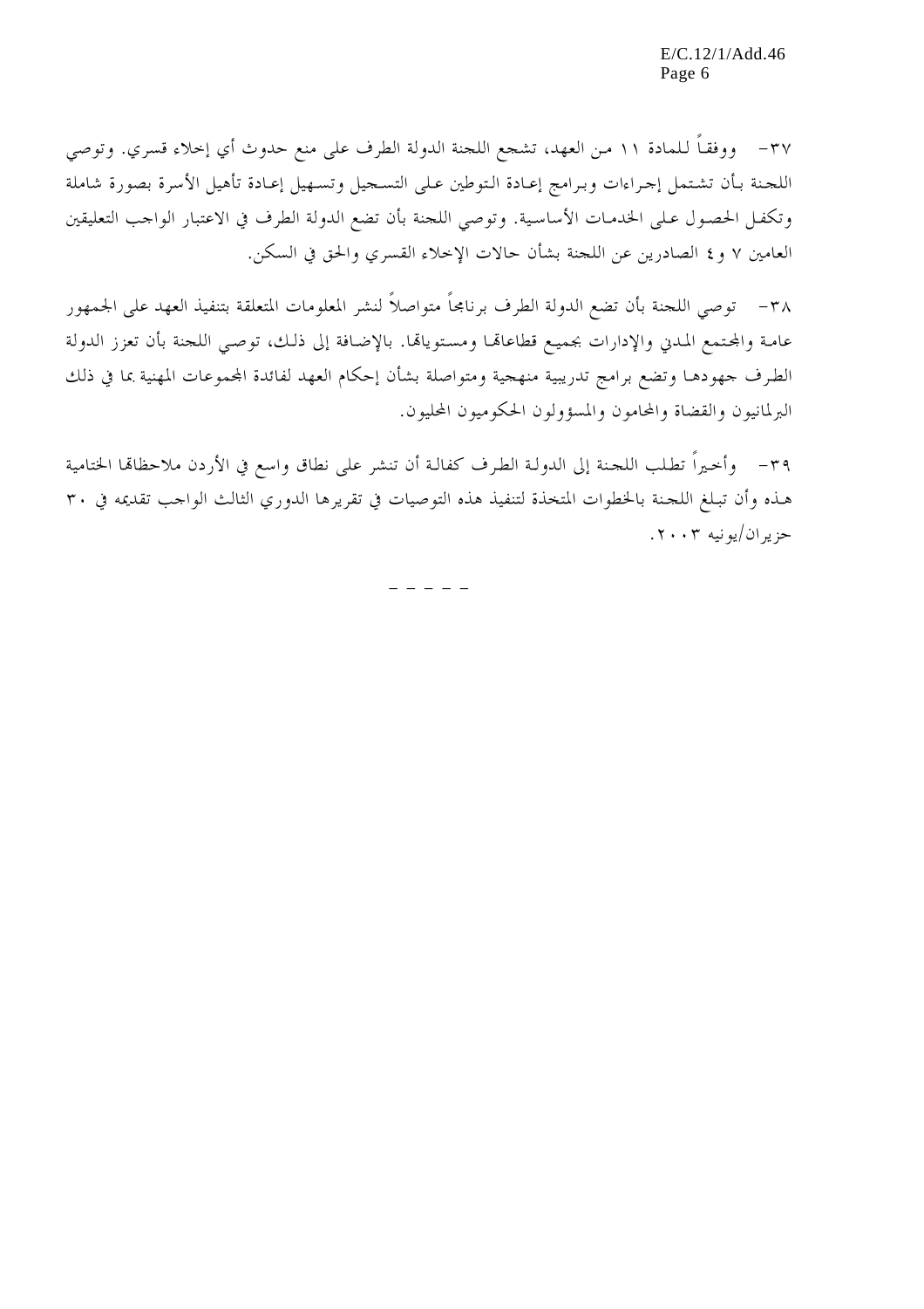٣٧- وفقاً للمادة ١١ من العهد، تشجع اللجنة الدولة الطرف على منع حدوث أي إخلاء قسري. وتوصي اللجنة بأن تشتمل إجراءات وبرامج إعادة التوطين على التسجيل وتسهيل إعادة تأهيل الأسرة بصورة شاملة وتكفل الحصول على الخدمات الأساسية. وتوصي اللجنة بأن تضع الدولة الطرف في الاعتبار الواجب التعليقين العامين ٧ و٤ الصادرين عن اللجنة بشأن حالات الإخلاء القسري والحق في السكن.

٣٨- توصي اللجنة بأن تضع الدولة الطرف برنامجاً متواصلاً لنشر المعلومات المتعلقة بتنفيذ العهد على الجمهور عامة والمجتمع المدني والإدارات بجميع قطاعاتها ومستوياتها. بالإضافة إلى ذلك، توصي اللجنة بأن تعزز الدولة الطرف جهودها وتضع برامج تدريبية منهجية ومتواصلة بشأن إحكام العهد لفائدة المجموعات المهنية بما في ذلك البرلمانيون والقضاة والمحامون والمسؤولون الحكوميون المحليون.

٣٩- وأخيراً تطلب اللجنة إلى الدولة الطرف كفالة أن تنشر على نطاق واسع في الأردن ملاحظاتها الختامية هذه وأن تبلغ اللجنة بالخطوات المتخذة لتنفيذ هذه التوصيات في تقريرها الدوري الثالث الواجب تقديمه في ٣٠ حزيران/يونيه ٢٠٠٣.

- - - - -